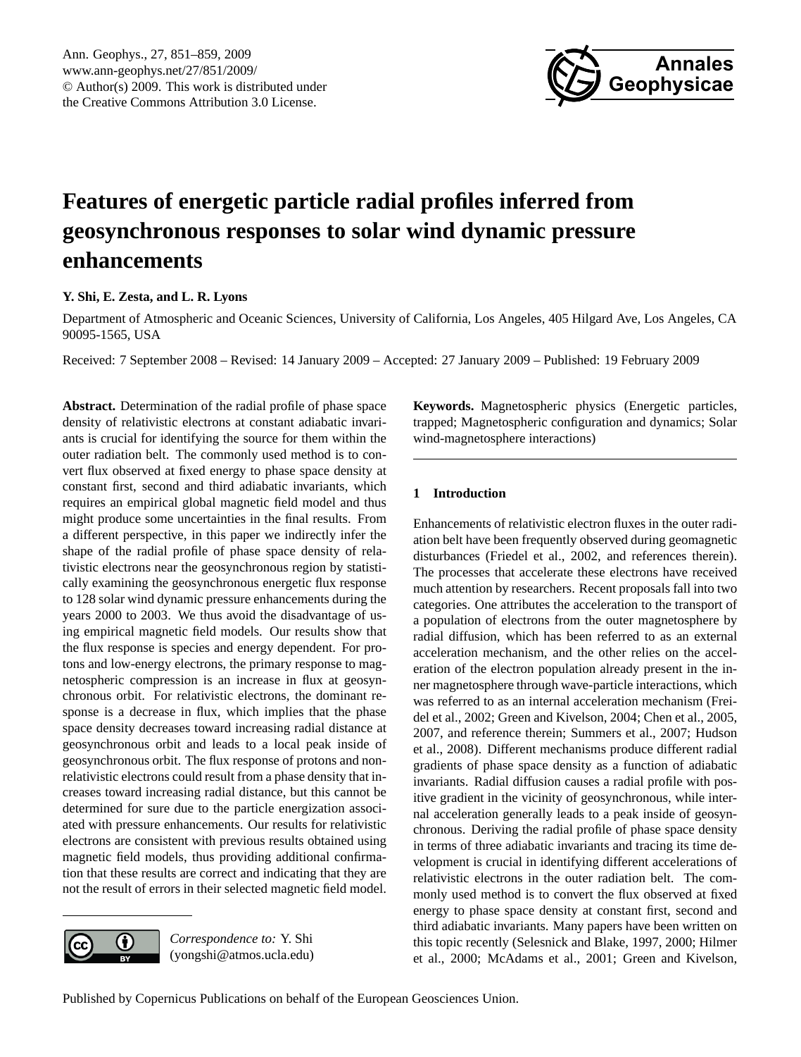# Features of energetic particle radial profiles inferred from geosynchronous responses to solar wind dynamic pressure enhancements

**Y. Shi, E. Zesta, and L. R. Lyons**

Department of Atmospheric and Oceanic Sciences, University of California, Los Angeles, 405 Hilgard Ave, Los Angeles, CA 90095-1565, USA

Received: 7 September 2008 – Revised: 14 January 2009 – Accepted: 27 January 2009 – Published: 19 February 2009

**Abstract.** Determination of the radial profile of phase space density of relativistic electrons at constant adiabatic invariants is crucial for identifying the source for them within the outer radiation belt. The commonly used method is to convert flux observed at fixed energy to phase space density at constant first, second and third adiabatic invariants, which requires an empirical global magnetic field model and thus might produce some uncertainties in the final results. From a different perspective, in this paper we indirectly infer the shape of the radial profile of phase space density of relativistic electrons near the geosynchronous region by statistically examining the geosynchronous energetic flux response to 128 solar wind dynamic pressure enhancements during the years 2000 to 2003. We thus avoid the disadvantage of using empirical magnetic field models. Our results show that the flux response is species and energy dependent. For protons and low-energy electrons, the primary response to magnetospheric compression is an increase in flux at geosynchronous orbit. For relativistic electrons, the dominant response is a decrease in flux, which implies that the phase space density decreases toward increasing radial distance at geosynchronous orbit and leads to a local peak inside of geosynchronous orbit. The flux response of protons and non-relativistic electrons could result from a phase density that increases toward increasing radial distance, but this cannot be determined for sure due to the particle energization associated with pressure enhancements. Our results for relativistic electrons are consistent with previous results obtained using magnetic field models, thus providing additional confirmation that these results are correct and indicating that they are not the result of errors in their selected magnetic field model.

**Keywords.** Magnetospheric physics (Energetic particles, trapped; Magnetospheric configuration and dynamics; Solar wind-magnetosphere interactions)

## 1 Introduction

Enhancements of relativistic electron fluxes in the outer radiation belt have been frequently observed during geomagnetic disturbances (Friedel et al., 2002, and references therein). The processes that accelerate these electrons have received much attention by researchers. Recent proposals fall into two categories. One attributes the acceleration to the transport of a population of electrons from the outer magnetosphere by radial diffusion, which has been referred to as an external acceleration mechanism, and the other relies on the acceleration of the electron population already present in the inner magnetosphere through wave-particle interactions, which was referred to as an internal acceleration mechanism (Friedel et al., 2002; Green and Kivelson, 2004; Chen et al., 2005, 2007, and reference therein; Summers et al., 2007; Hudson et al., 2008). Different mechanisms produce different radial gradients of phase space density as a function of adiabatic invariants. Radial diffusion causes a radial profile with positive gradient in the vicinity of geosynchronous, while internal acceleration generally leads to a peak inside of geosynchronous. Deriving the radial profile of phase space density in terms of three adiabatic invariants and tracing its time development is crucial in identifying different accelerations of relativistic electrons in the outer radiation belt. The commonly used method is to convert the flux observed at fixed energy to phase space density at constant first, second and third adiabatic invariants. Many papers have been written on this topic recently (Selesnick and Blake, 1997, 2000; Hilmer et al., 2000; McAdams et al., 2001; Green and Kivelson,

*Correspondence to:* Y. Shi (yongshi@atmos.ucla.edu)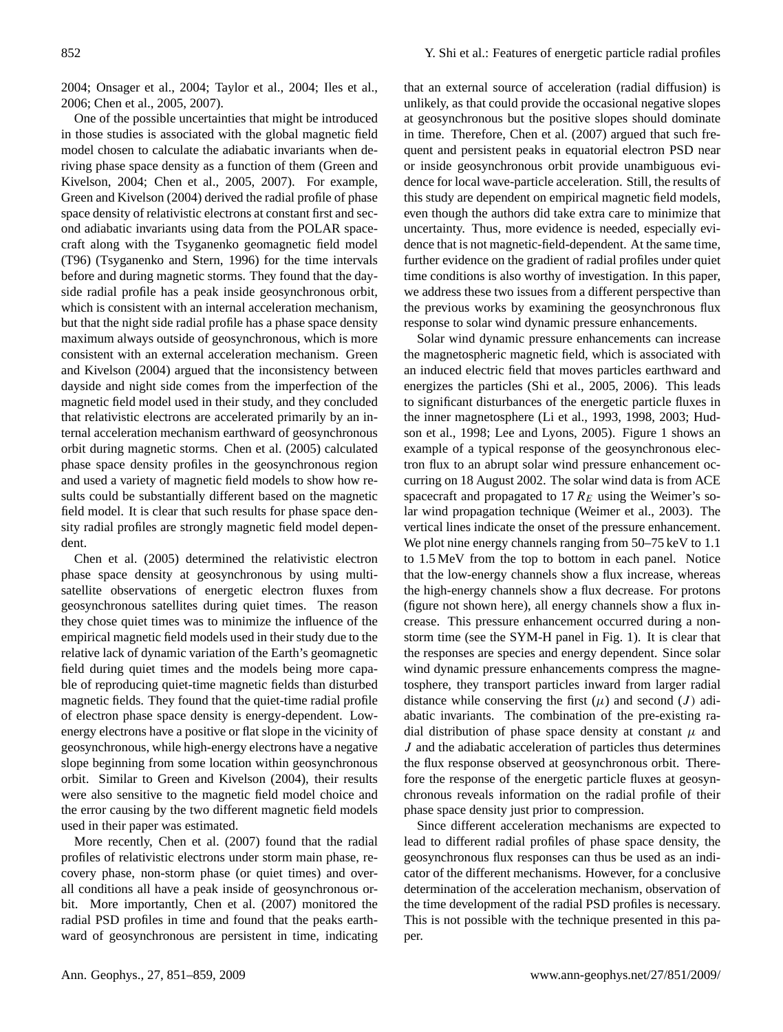2004; Onsager et al., 2004; Taylor et al., 2004; Iles et al., 2006; Chen et al., 2005, 2007).

One of the possible uncertainties that might be introduced in those studies is associated with the global magnetic field model chosen to calculate the adiabatic invariants when deriving phase space density as a function of them (Green and Kivelson, 2004; Chen et al., 2005, 2007). For example, Green and Kivelson (2004) derived the radial profile of phase space density of relativistic electrons at constant first and second adiabatic invariants using data from the POLAR spacecraft along with the Tsyganenko geomagnetic field model (T96) (Tsyganenko and Stern, 1996) for the time intervals before and during magnetic storms. They found that the dayside radial profile has a peak inside geosynchronous orbit, which is consistent with an internal acceleration mechanism, but that the night side radial profile has a phase space density maximum always outside of geosynchronous, which is more consistent with an external acceleration mechanism. Green and Kivelson (2004) argued that the inconsistency between dayside and night side comes from the imperfection of the magnetic field model used in their study, and they concluded that relativistic electrons are accelerated primarily by an internal acceleration mechanism earthward of geosynchronous orbit during magnetic storms. Chen et al. (2005) calculated phase space density profiles in the geosynchronous region and used a variety of magnetic field models to show how results could be substantially different based on the magnetic field model. It is clear that such results for phase space density radial profiles are strongly magnetic field model dependent.

Chen et al. (2005) determined the relativistic electron phase space density at geosynchronous by using multi-satellite observations of energetic electron fluxes from geosynchronous satellites during quiet times. The reason they chose quiet times was to minimize the influence of the empirical magnetic field models used in their study due to the relative lack of dynamic variation of the Earth's geomagnetic field during quiet times and the models being more capable of reproducing quiet-time magnetic fields than disturbed magnetic fields. They found that the quiet-time radial profile of electron phase space density is energy-dependent. Low-energy electrons have a positive or flat slope in the vicinity of geosynchronous, while high-energy electrons have a negative slope beginning from some location within geosynchronous orbit. Similar to Green and Kivelson (2004), their results were also sensitive to the magnetic field model choice and the error causing by the two different magnetic field models used in their paper was estimated.

More recently, Chen et al. (2007) found that the radial profiles of relativistic electrons under storm main phase, recovery phase, non-storm phase (or quiet times) and overall conditions all have a peak inside of geosynchronous orbit. More importantly, Chen et al. (2007) monitored the radial PSD profiles in time and found that the peaks earthward of geosynchronous are persistent in time, indicating that an external source of acceleration (radial diffusion) is unlikely, as that could provide the occasional negative slopes at geosynchronous but the positive slopes should dominate in time. Therefore, Chen et al. (2007) argued that such frequent and persistent peaks in equatorial electron PSD near or inside geosynchronous orbit provide unambiguous evidence for local wave-particle acceleration. Still, the results of this study are dependent on empirical magnetic field models, even though the authors did take extra care to minimize that uncertainty. Thus, more evidence is needed, especially evidence that is not magnetic-field-dependent. At the same time, further evidence on the gradient of radial profiles under quiet time conditions is also worthy of investigation. In this paper, we address these two issues from a different perspective than the previous works by examining the geosynchronous flux response to solar wind dynamic pressure enhancements.

Solar wind dynamic pressure enhancements can increase the magnetospheric magnetic field, which is associated with an induced electric field that moves particles earthward and energizes the particles (Shi et al., 2005, 2006). This leads to significant disturbances of the energetic particle fluxes in the inner magnetosphere (Li et al., 1993, 1998, 2003; Hudson et al., 1998; Lee and Lyons, 2005). Figure 1 shows an example of a typical response of the geosynchronous electron flux to an abrupt solar wind pressure enhancement occurring on 18 August 2002. The solar wind data is from ACE spacecraft and propagated to 17 $R_E$ using the Weimer's solar wind propagation technique (Weimer et al., 2003). The vertical lines indicate the onset of the pressure enhancement. We plot nine energy channels ranging from 50–75 keV to 1.1 to 1.5 MeV from the top to bottom in each panel. Notice that the low-energy channels show a flux increase, whereas the high-energy channels show a flux decrease. For protons (figure not shown here), all energy channels show a flux increase. This pressure enhancement occurred during a non-storm time (see the SYM-H panel in Fig. 1). It is clear that the responses are species and energy dependent. Since solar wind dynamic pressure enhancements compress the magnetosphere, they transport particles inward from larger radial distance while conserving the first ($\mu$) and second ($J$) adiabatic invariants. The combination of the pre-existing radial distribution of phase space density at constant $\mu$ and $J$ and the adiabatic acceleration of particles thus determines the flux response observed at geosynchronous orbit. Therefore the response of the energetic particle fluxes at geosynchronous reveals information on the radial profile of their phase space density just prior to compression.

Since different acceleration mechanisms are expected to lead to different radial profiles of phase space density, the geosynchronous flux responses can thus be used as an indicator of the different mechanisms. However, for a conclusive determination of the acceleration mechanism, observation of the time development of the radial PSD profiles is necessary. This is not possible with the technique presented in this paper.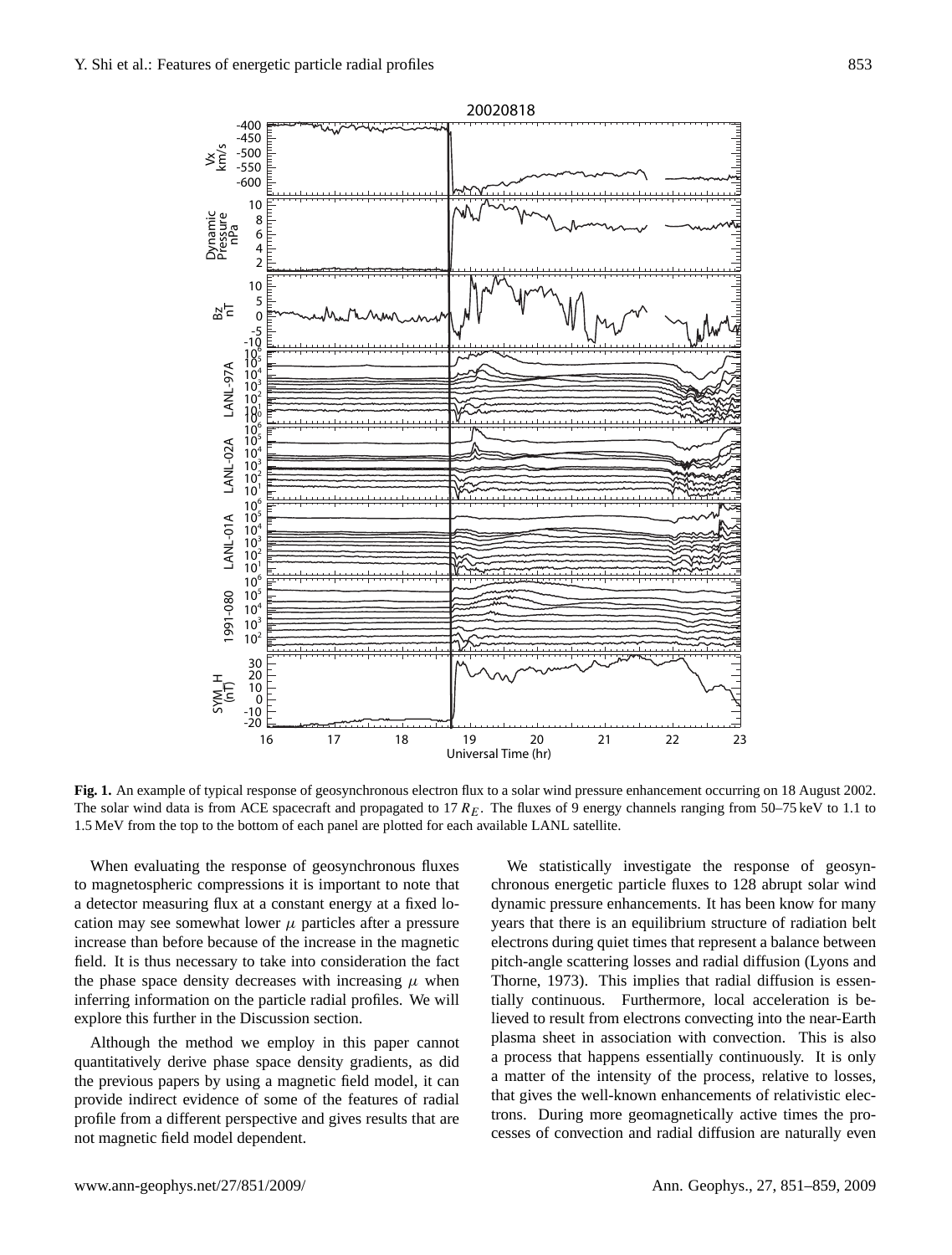**Fig. 1.** An example of typical response of geosynchronous electron flux to a solar wind pressure enhancement occurring on 18 August 2002. The solar wind data is from ACE spacecraft and propagated to 17 $R_E$. The fluxes of 9 energy channels ranging from 50–75 keV to 1.1 to 1.5 MeV from the top to the bottom of each panel are plotted for each available LANL satellite.

When evaluating the response of geosynchronous fluxes to magnetospheric compressions it is important to note that a detector measuring flux at a constant energy at a fixed location may see somewhat lower $\mu$ particles after a pressure increase than before because of the increase in the magnetic field. It is thus necessary to take into consideration the fact the phase space density decreases with increasing $\mu$ when inferring information on the particle radial profiles. We will explore this further in the Discussion section.

Although the method we employ in this paper cannot quantitatively derive phase space density gradients, as did the previous papers by using a magnetic field model, it can provide indirect evidence of some of the features of radial profile from a different perspective and gives results that are not magnetic field model dependent.

We statistically investigate the response of geosynchronous energetic particle fluxes to 128 abrupt solar wind dynamic pressure enhancements. It has been know for many years that there is an equilibrium structure of radiation belt electrons during quiet times that represent a balance between pitch-angle scattering losses and radial diffusion (Lyons and Thorne, 1973). This implies that radial diffusion is essentially continuous. Furthermore, local acceleration is believed to result from electrons convecting into the near-Earth plasma sheet in association with convection. This is also a process that happens essentially continuously. It is only a matter of the intensity of the process, relative to losses, that gives the well-known enhancements of relativistic electrons. During more geomagnetically active times the processes of convection and radial diffusion are naturally even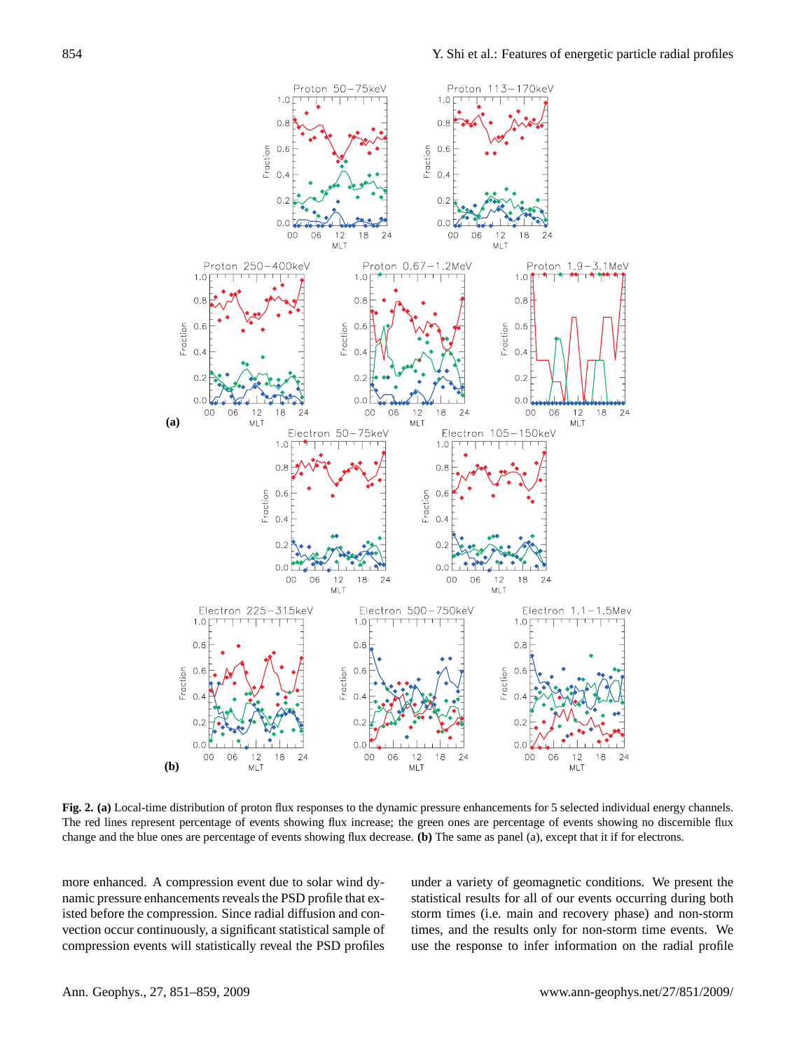**Fig. 2. (a)** Local-time distribution of proton flux responses to the dynamic pressure enhancements for 5 selected individual energy channels. The red lines represent percentage of events showing flux increase; the green ones are percentage of events showing no discernible flux change and the blue ones are percentage of events showing flux decrease. **(b)** The same as panel (a), except that it if for electrons.

more enhanced. A compression event due to solar wind dynamic pressure enhancements reveals the PSD profile that existed before the compression. Since radial diffusion and convection occur continuously, a significant statistical sample of compression events will statistically reveal the PSD profiles under a variety of geomagnetic conditions. We present the statistical results for all of our events occurring during both storm times (i.e. main and recovery phase) and non-storm times, and the results only for non-storm time events. We use the response to infer information on the radial profile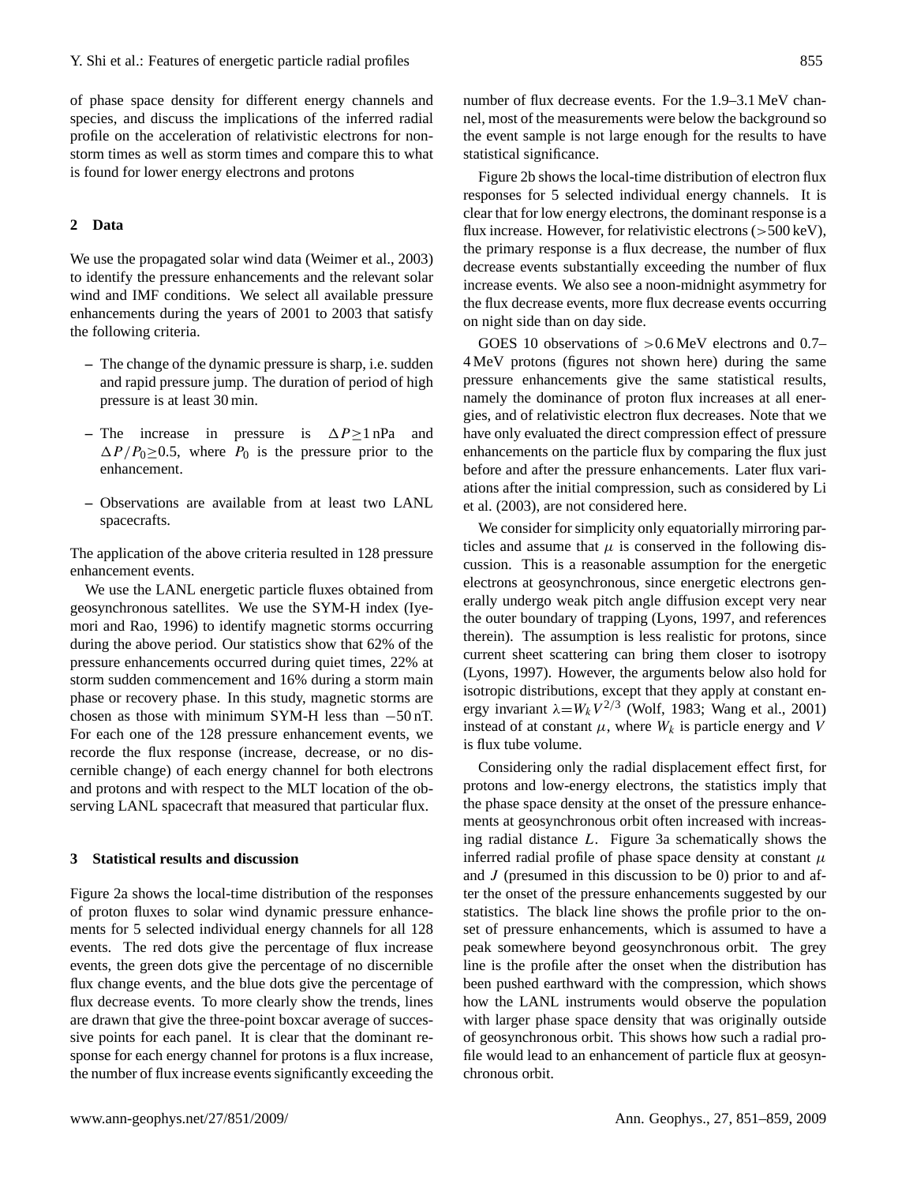of phase space density for different energy channels and species, and discuss the implications of the inferred radial profile on the acceleration of relativistic electrons for non-storm times as well as storm times and compare this to what is found for lower energy electrons and protons

## 2 Data

We use the propagated solar wind data (Weimer et al., 2003) to identify the pressure enhancements and the relevant solar wind and IMF conditions. We select all available pressure enhancements during the years of 2001 to 2003 that satisfy the following criteria.

- The change of the dynamic pressure is sharp, i.e. sudden and rapid pressure jump. The duration of period of high pressure is at least 30 min.
- The increase in pressure is $\Delta P \geq 1$ nPa and $\Delta P/P_0 \geq 0.5$, where $P_0$ is the pressure prior to the enhancement.
- Observations are available from at least two LANL spacecrafts.

The application of the above criteria resulted in 128 pressure enhancement events.

We use the LANL energetic particle fluxes obtained from geosynchronous satellites. We use the SYM-H index (Iyemori and Rao, 1996) to identify magnetic storms occurring during the above period. Our statistics show that 62% of the pressure enhancements occurred during quiet times, 22% at storm sudden commencement and 16% during a storm main phase or recovery phase. In this study, magnetic storms are chosen as those with minimum SYM-H less than −50 nT. For each one of the 128 pressure enhancement events, we recorde the flux response (increase, decrease, or no discernible change) of each energy channel for both electrons and protons and with respect to the MLT location of the observing LANL spacecraft that measured that particular flux.

## 3 Statistical results and discussion

Figure 2a shows the local-time distribution of the responses of proton fluxes to solar wind dynamic pressure enhancements for 5 selected individual energy channels for all 128 events. The red dots give the percentage of flux increase events, the green dots give the percentage of no discernible flux change events, and the blue dots give the percentage of flux decrease events. To more clearly show the trends, lines are drawn that give the three-point boxcar average of successive points for each panel. It is clear that the dominant response for each energy channel for protons is a flux increase, the number of flux increase events significantly exceeding the number of flux decrease events. For the 1.9–3.1 MeV channel, most of the measurements were below the background so the event sample is not large enough for the results to have statistical significance.

Figure 2b shows the local-time distribution of electron flux responses for 5 selected individual energy channels. It is clear that for low energy electrons, the dominant response is a flux increase. However, for relativistic electrons (>500 keV), the primary response is a flux decrease, the number of flux decrease events substantially exceeding the number of flux increase events. We also see a noon-midnight asymmetry for the flux decrease events, more flux decrease events occurring on night side than on day side.

GOES 10 observations of >0.6 MeV electrons and 0.7–4 MeV protons (figures not shown here) during the same pressure enhancements give the same statistical results, namely the dominance of proton flux increases at all energies, and of relativistic electron flux decreases. Note that we have only evaluated the direct compression effect of pressure enhancements on the particle flux by comparing the flux just before and after the pressure enhancements. Later flux variations after the initial compression, such as considered by Li et al. (2003), are not considered here.

We consider for simplicity only equatorially mirroring particles and assume that $\mu$ is conserved in the following discussion. This is a reasonable assumption for the energetic electrons at geosynchronous, since energetic electrons generally undergo weak pitch angle diffusion except very near the outer boundary of trapping (Lyons, 1997, and references therein). The assumption is less realistic for protons, since current sheet scattering can bring them closer to isotropy (Lyons, 1997). However, the arguments below also hold for isotropic distributions, except that they apply at constant energy invariant $\lambda = W_k V^{2/3}$ (Wolf, 1983; Wang et al., 2001) instead of at constant $\mu$, where $W_k$ is particle energy and $V$ is flux tube volume.

Considering only the radial displacement effect first, for protons and low-energy electrons, the statistics imply that the phase space density at the onset of the pressure enhancements at geosynchronous orbit often increased with increasing radial distance $L$. Figure 3a schematically shows the inferred radial profile of phase space density at constant $\mu$ and $J$ (presumed in this discussion to be 0) prior to and after the onset of the pressure enhancements suggested by our statistics. The black line shows the profile prior to the onset of pressure enhancements, which is assumed to have a peak somewhere beyond geosynchronous orbit. The grey line is the profile after the onset when the distribution has been pushed earthward with the compression, which shows how the LANL instruments would observe the population with larger phase space density that was originally outside of geosynchronous orbit. This shows how such a radial profile would lead to an enhancement of particle flux at geosynchronous orbit.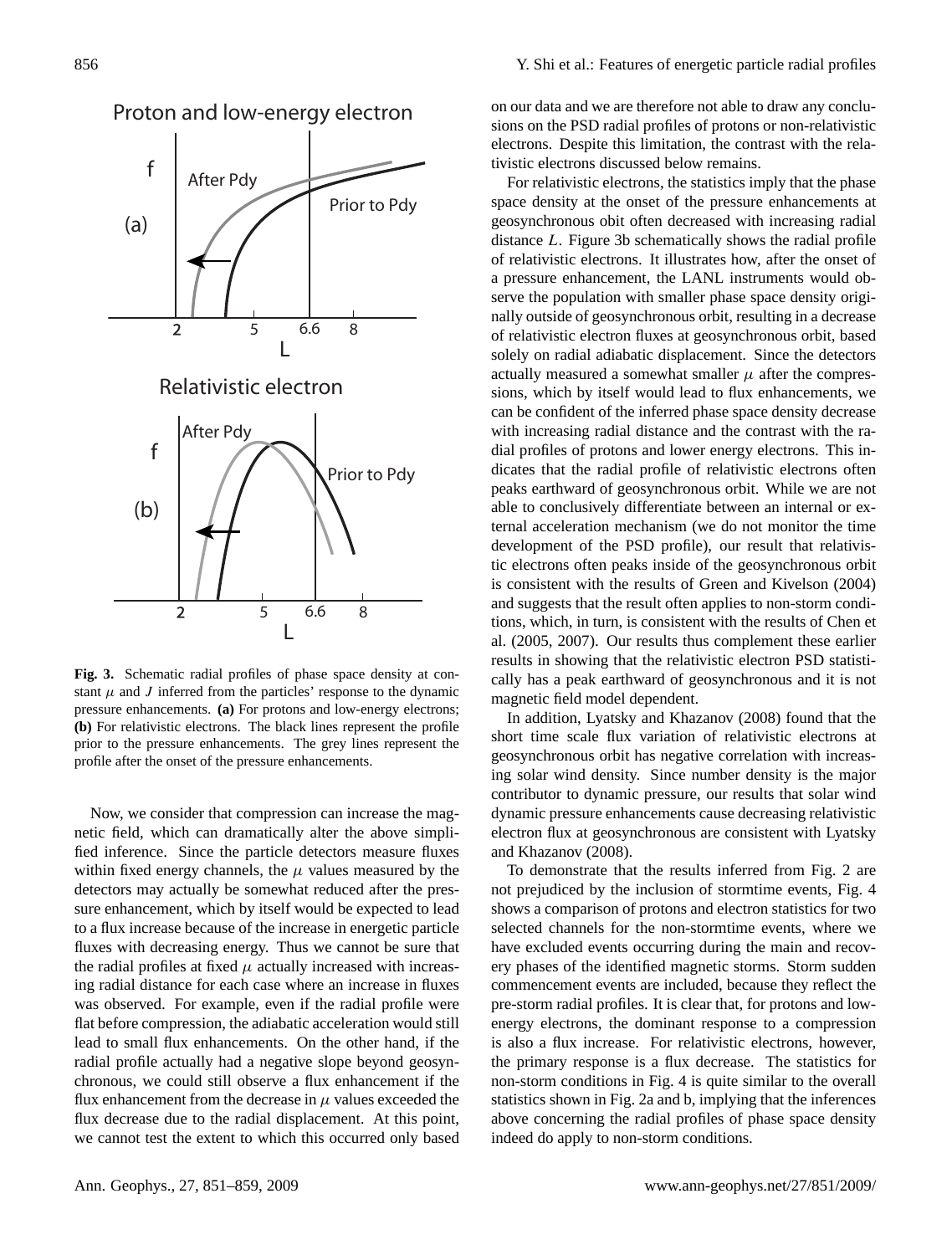Proton and low-energy electron

f

(a)

After Pdy

Prior to Pdy

2

5

6.6

8

L

Relativistic electron

f

(b)

After Pdy

Prior to Pdy

2

5

6.6

8

L

**Fig. 3.** Schematic radial profiles of phase space density at constant $\mu$ and $J$ inferred from the particles' response to the dynamic pressure enhancements. **(a)** For protons and low-energy electrons; **(b)** For relativistic electrons. The black lines represent the profile prior to the pressure enhancements. The grey lines represent the profile after the onset of the pressure enhancements.

Now, we consider that compression can increase the magnetic field, which can dramatically alter the above simplified inference. Since the particle detectors measure fluxes within fixed energy channels, the $\mu$ values measured by the detectors may actually be somewhat reduced after the pressure enhancement, which by itself would be expected to lead to a flux increase because of the increase in energetic particle fluxes with decreasing energy. Thus we cannot be sure that the radial profiles at fixed $\mu$ actually increased with increasing radial distance for each case where an increase in fluxes was observed. For example, even if the radial profile were flat before compression, the adiabatic acceleration would still lead to small flux enhancements. On the other hand, if the radial profile actually had a negative slope beyond geosynchronous, we could still observe a flux enhancement if the flux enhancement from the decrease in $\mu$ values exceeded the flux decrease due to the radial displacement. At this point, we cannot test the extent to which this occurred only based on our data and we are therefore not able to draw any conclusions on the PSD radial profiles of protons or non-relativistic electrons. Despite this limitation, the contrast with the relativistic electrons discussed below remains.

For relativistic electrons, the statistics imply that the phase space density at the onset of the pressure enhancements at geosynchronous obit often decreased with increasing radial distance $L$. Figure 3b schematically shows the radial profile of relativistic electrons. It illustrates how, after the onset of a pressure enhancement, the LANL instruments would observe the population with smaller phase space density originally outside of geosynchronous orbit, resulting in a decrease of relativistic electron fluxes at geosynchronous orbit, based solely on radial adiabatic displacement. Since the detectors actually measured a somewhat smaller $\mu$ after the compressions, which by itself would lead to flux enhancements, we can be confident of the inferred phase space density decrease with increasing radial distance and the contrast with the radial profiles of protons and lower energy electrons. This indicates that the radial profile of relativistic electrons often peaks earthward of geosynchronous orbit. While we are not able to conclusively differentiate between an internal or external acceleration mechanism (we do not monitor the time development of the PSD profile), our result that relativistic electrons often peaks inside of the geosynchronous orbit is consistent with the results of Green and Kivelson (2004) and suggests that the result often applies to non-storm conditions, which, in turn, is consistent with the results of Chen et al. (2005, 2007). Our results thus complement these earlier results in showing that the relativistic electron PSD statistically has a peak earthward of geosynchronous and it is not magnetic field model dependent.

In addition, Lyatsky and Khazanov (2008) found that the short time scale flux variation of relativistic electrons at geosynchronous orbit has negative correlation with increasing solar wind density. Since number density is the major contributor to dynamic pressure, our results that solar wind dynamic pressure enhancements cause decreasing relativistic electron flux at geosynchronous are consistent with Lyatsky and Khazanov (2008).

To demonstrate that the results inferred from Fig. 2 are not prejudiced by the inclusion of stormtime events, Fig. 4 shows a comparison of protons and electron statistics for two selected channels for the non-stormtime events, where we have excluded events occurring during the main and recovery phases of the identified magnetic storms. Storm sudden commencement events are included, because they reflect the pre-storm radial profiles. It is clear that, for protons and low-energy electrons, the dominant response to a compression is also a flux increase. For relativistic electrons, however, the primary response is a flux decrease. The statistics for non-storm conditions in Fig. 4 is quite similar to the overall statistics shown in Fig. 2a and b, implying that the inferences above concerning the radial profiles of phase space density indeed do apply to non-storm conditions.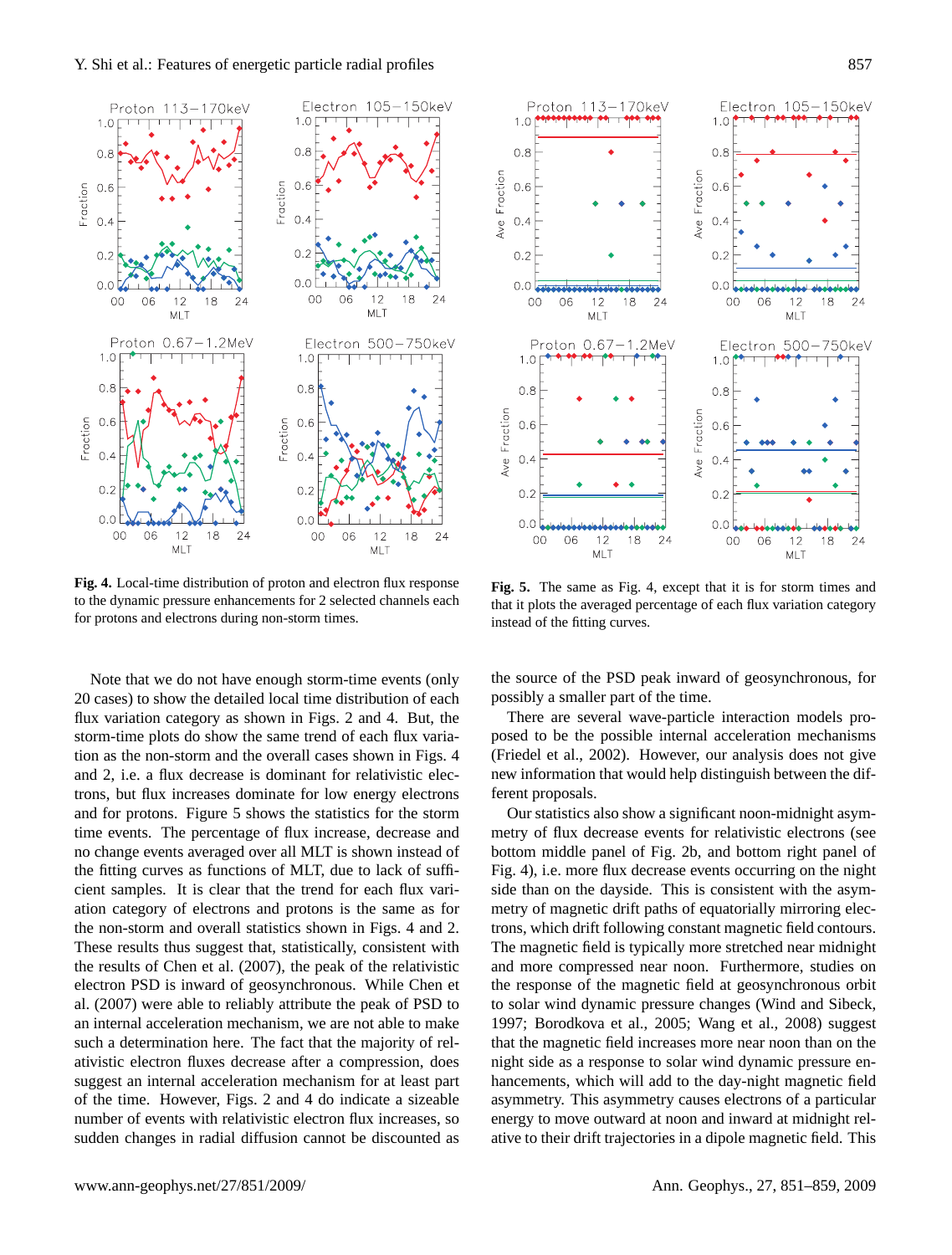**Fig. 4.** Local-time distribution of proton and electron flux response to the dynamic pressure enhancements for 2 selected channels each for protons and electrons during non-storm times.

**Fig. 5.** The same as Fig. 4, except that it is for storm times and that it plots the averaged percentage of each flux variation category instead of the fitting curves.

Note that we do not have enough storm-time events (only 20 cases) to show the detailed local time distribution of each flux variation category as shown in Figs. 2 and 4. But, the storm-time plots do show the same trend of each flux variation as the non-storm and the overall cases shown in Figs. 4 and 2, i.e. a flux decrease is dominant for relativistic electrons, but flux increases dominate for low energy electrons and for protons. Figure 5 shows the statistics for the storm time events. The percentage of flux increase, decrease and no change events averaged over all MLT is shown instead of the fitting curves as functions of MLT, due to lack of sufficient samples. It is clear that the trend for each flux variation category of electrons and protons is the same as for the non-storm and overall statistics shown in Figs. 4 and 2. These results thus suggest that, statistically, consistent with the results of Chen et al. (2007), the peak of the relativistic electron PSD is inward of geosynchronous. While Chen et al. (2007) were able to reliably attribute the peak of PSD to an internal acceleration mechanism, we are not able to make such a determination here. The fact that the majority of relativistic electron fluxes decrease after a compression, does suggest an internal acceleration mechanism for at least part of the time. However, Figs. 2 and 4 do indicate a sizeable number of events with relativistic electron flux increases, so sudden changes in radial diffusion cannot be discounted as the source of the PSD peak inward of geosynchronous, for possibly a smaller part of the time.

There are several wave-particle interaction models proposed to be the possible internal acceleration mechanisms (Friedel et al., 2002). However, our analysis does not give new information that would help distinguish between the different proposals.

Our statistics also show a significant noon-midnight asymmetry of flux decrease events for relativistic electrons (see bottom middle panel of Fig. 2b, and bottom right panel of Fig. 4), i.e. more flux decrease events occurring on the night side than on the dayside. This is consistent with the asymmetry of magnetic drift paths of equatorially mirroring electrons, which drift following constant magnetic field contours. The magnetic field is typically more stretched near midnight and more compressed near noon. Furthermore, studies on the response of the magnetic field at geosynchronous orbit to solar wind dynamic pressure changes (Wind and Sibeck, 1997; Borodkova et al., 2005; Wang et al., 2008) suggest that the magnetic field increases more near noon than on the night side as a response to solar wind dynamic pressure enhancements, which will add to the day-night magnetic field asymmetry. This asymmetry causes electrons of a particular energy to move outward at noon and inward at midnight relative to their drift trajectories in a dipole magnetic field. This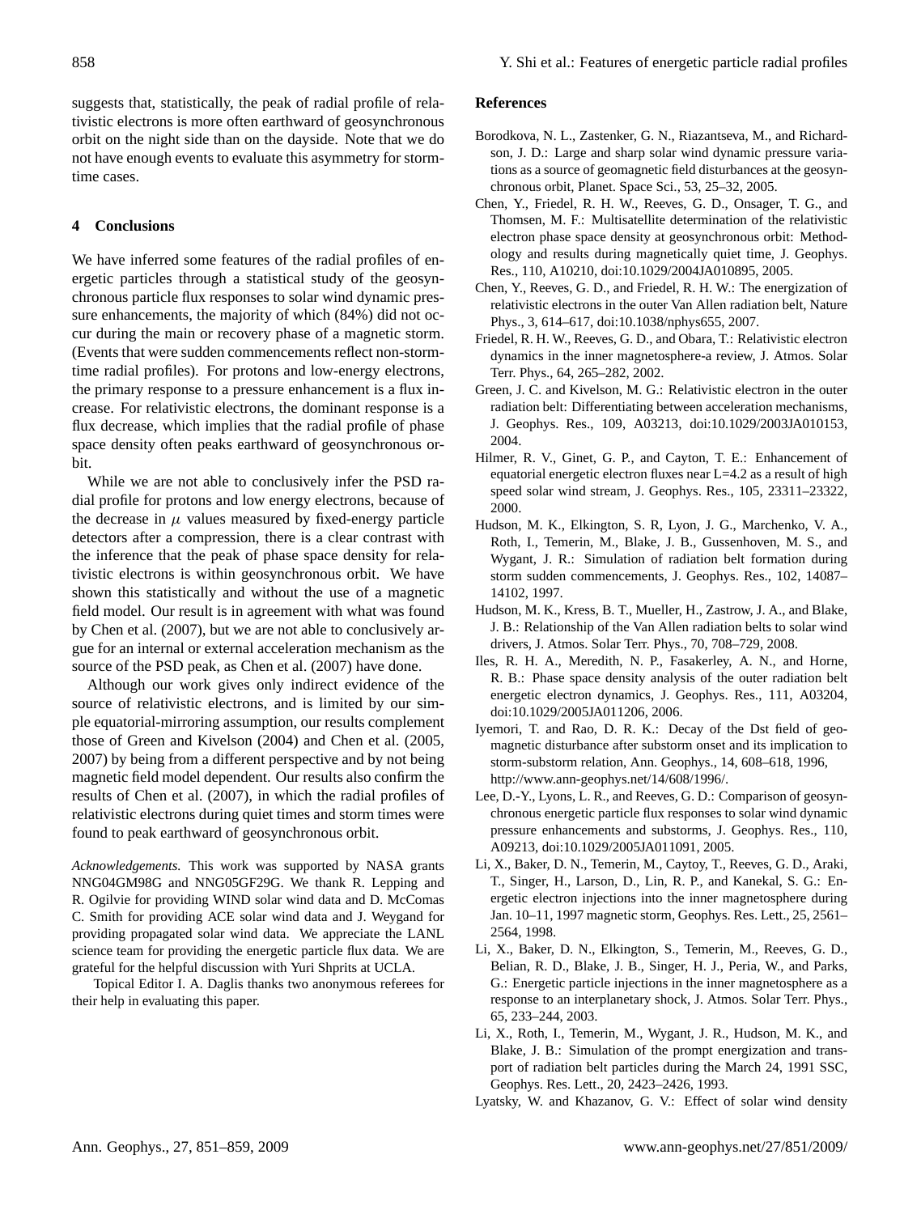suggests that, statistically, the peak of radial profile of relativistic electrons is more often earthward of geosynchronous orbit on the night side than on the dayside. Note that we do not have enough events to evaluate this asymmetry for stormtime cases.

## 4 Conclusions

We have inferred some features of the radial profiles of energetic particles through a statistical study of the geosynchronous particle flux responses to solar wind dynamic pressure enhancements, the majority of which (84%) did not occur during the main or recovery phase of a magnetic storm. (Events that were sudden commencements reflect non-stormtime radial profiles). For protons and low-energy electrons, the primary response to a pressure enhancement is a flux increase. For relativistic electrons, the dominant response is a flux decrease, which implies that the radial profile of phase space density often peaks earthward of geosynchronous orbit.

While we are not able to conclusively infer the PSD radial profile for protons and low energy electrons, because of the decrease in $\mu$ values measured by fixed-energy particle detectors after a compression, there is a clear contrast with the inference that the peak of phase space density for relativistic electrons is within geosynchronous orbit. We have shown this statistically and without the use of a magnetic field model. Our result is in agreement with what was found by Chen et al. (2007), but we are not able to conclusively argue for an internal or external acceleration mechanism as the source of the PSD peak, as Chen et al. (2007) have done.

Although our work gives only indirect evidence of the source of relativistic electrons, and is limited by our simple equatorial-mirroring assumption, our results complement those of Green and Kivelson (2004) and Chen et al. (2005, 2007) by being from a different perspective and by not being magnetic field model dependent. Our results also confirm the results of Chen et al. (2007), in which the radial profiles of relativistic electrons during quiet times and storm times were found to peak earthward of geosynchronous orbit.

*Acknowledgements.* This work was supported by NASA grants NNG04GM98G and NNG05GF29G. We thank R. Lepping and R. Ogilvie for providing WIND solar wind data and D. McComas C. Smith for providing ACE solar wind data and J. Weygand for providing propagated solar wind data. We appreciate the LANL science team for providing the energetic particle flux data. We are grateful for the helpful discussion with Yuri Shprits at UCLA.

Topical Editor I. A. Daglis thanks two anonymous referees for their help in evaluating this paper.

## References

Borodkova, N. L., Zastenker, G. N., Riazantseva, M., and Richardson, J. D.: Large and sharp solar wind dynamic pressure variations as a source of geomagnetic field disturbances at the geosynchronous orbit, Planet. Space Sci., 53, 25–32, 2005.

Chen, Y., Friedel, R. H. W., Reeves, G. D., Onsager, T. G., and Thomsen, M. F.: Multisatellite determination of the relativistic electron phase space density at geosynchronous orbit: Methodology and results during magnetically quiet time, J. Geophys. Res., 110, A10210, doi:10.1029/2004JA010895, 2005.

Chen, Y., Reeves, G. D., and Friedel, R. H. W.: The energization of relativistic electrons in the outer Van Allen radiation belt, Nature Phys., 3, 614–617, doi:10.1038/nphys655, 2007.

Friedel, R. H. W., Reeves, G. D., and Obara, T.: Relativistic electron dynamics in the inner magnetosphere-a review, J. Atmos. Solar Terr. Phys., 64, 265–282, 2002.

Green, J. C. and Kivelson, M. G.: Relativistic electron in the outer radiation belt: Differentiating between acceleration mechanisms, J. Geophys. Res., 109, A03213, doi:10.1029/2003JA010153, 2004.

Hilmer, R. V., Ginet, G. P., and Cayton, T. E.: Enhancement of equatorial energetic electron fluxes near L=4.2 as a result of high speed solar wind stream, J. Geophys. Res., 105, 23311–23322, 2000.

Hudson, M. K., Elkington, S. R, Lyon, J. G., Marchenko, V. A., Roth, I., Temerin, M., Blake, J. B., Gussenhoven, M. S., and Wygant, J. R.: Simulation of radiation belt formation during storm sudden commencements, J. Geophys. Res., 102, 14087–14102, 1997.

Hudson, M. K., Kress, B. T., Mueller, H., Zastrow, J. A., and Blake, J. B.: Relationship of the Van Allen radiation belts to solar wind drivers, J. Atmos. Solar Terr. Phys., 70, 708–729, 2008.

Iles, R. H. A., Meredith, N. P., Fasakerley, A. N., and Horne, R. B.: Phase space density analysis of the outer radiation belt energetic electron dynamics, J. Geophys. Res., 111, A03204, doi:10.1029/2005JA011206, 2006.

Iyemori, T. and Rao, D. R. K.: Decay of the Dst field of geomagnetic disturbance after substorm onset and its implication to storm-substorm relation, Ann. Geophys., 14, 608–618, 1996, http://www.ann-geophys.net/14/608/1996/.

Lee, D.-Y., Lyons, L. R., and Reeves, G. D.: Comparison of geosynchronous energetic particle flux responses to solar wind dynamic pressure enhancements and substorms, J. Geophys. Res., 110, A09213, doi:10.1029/2005JA011091, 2005.

Li, X., Baker, D. N., Temerin, M., Caytoy, T., Reeves, G. D., Araki, T., Singer, H., Larson, D., Lin, R. P., and Kanekal, S. G.: Energetic electron injections into the inner magnetosphere during Jan. 10–11, 1997 magnetic storm, Geophys. Res. Lett., 25, 2561–2564, 1998.

Li, X., Baker, D. N., Elkington, S., Temerin, M., Reeves, G. D., Belian, R. D., Blake, J. B., Singer, H. J., Peria, W., and Parks, G.: Energetic particle injections in the inner magnetosphere as a response to an interplanetary shock, J. Atmos. Solar Terr. Phys., 65, 233–244, 2003.

Li, X., Roth, I., Temerin, M., Wygant, J. R., Hudson, M. K., and Blake, J. B.: Simulation of the prompt energization and transport of radiation belt particles during the March 24, 1991 SSC, Geophys. Res. Lett., 20, 2423–2426, 1993.

Lyatsky, W. and Khazanov, G. V.: Effect of solar wind density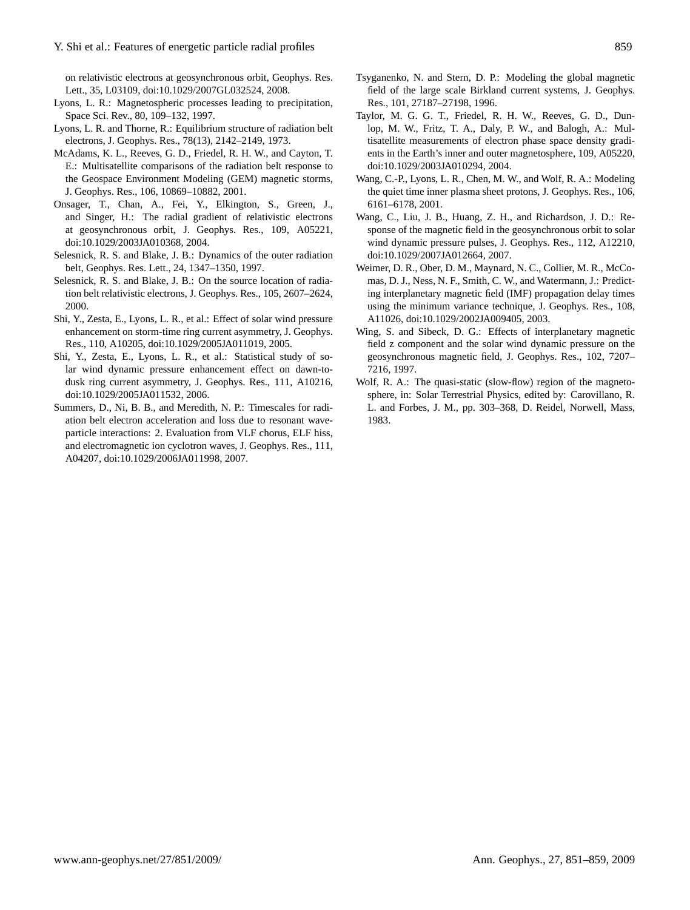on relativistic electrons at geosynchronous orbit, Geophys. Res. Lett., 35, L03109, doi:10.1029/2007GL032524, 2008.

Lyons, L. R.: Magnetospheric processes leading to precipitation, Space Sci. Rev., 80, 109–132, 1997.

Lyons, L. R. and Thorne, R.: Equilibrium structure of radiation belt electrons, J. Geophys. Res., 78(13), 2142–2149, 1973.

McAdams, K. L., Reeves, G. D., Friedel, R. H. W., and Cayton, T. E.: Multisatellite comparisons of the radiation belt response to the Geospace Environment Modeling (GEM) magnetic storms, J. Geophys. Res., 106, 10869–10882, 2001.

Onsager, T., Chan, A., Fei, Y., Elkington, S., Green, J., and Singer, H.: The radial gradient of relativistic electrons at geosynchronous orbit, J. Geophys. Res., 109, A05221, doi:10.1029/2003JA010368, 2004.

Selesnick, R. S. and Blake, J. B.: Dynamics of the outer radiation belt, Geophys. Res. Lett., 24, 1347–1350, 1997.

Selesnick, R. S. and Blake, J. B.: On the source location of radiation belt relativistic electrons, J. Geophys. Res., 105, 2607–2624, 2000.

Shi, Y., Zesta, E., Lyons, L. R., et al.: Effect of solar wind pressure enhancement on storm-time ring current asymmetry, J. Geophys. Res., 110, A10205, doi:10.1029/2005JA011019, 2005.

Shi, Y., Zesta, E., Lyons, L. R., et al.: Statistical study of solar wind dynamic pressure enhancement effect on dawn-to-dusk ring current asymmetry, J. Geophys. Res., 111, A10216, doi:10.1029/2005JA011532, 2006.

Summers, D., Ni, B. B., and Meredith, N. P.: Timescales for radiation belt electron acceleration and loss due to resonant wave-particle interactions: 2. Evaluation from VLF chorus, ELF hiss, and electromagnetic ion cyclotron waves, J. Geophys. Res., 111, A04207, doi:10.1029/2006JA011998, 2007.

Tsyganenko, N. and Stern, D. P.: Modeling the global magnetic field of the large scale Birkland current systems, J. Geophys. Res., 101, 27187–27198, 1996.

Taylor, M. G. G. T., Friedel, R. H. W., Reeves, G. D., Dunlop, M. W., Fritz, T. A., Daly, P. W., and Balogh, A.: Multisatellite measurements of electron phase space density gradients in the Earth's inner and outer magnetosphere, 109, A05220, doi:10.1029/2003JA010294, 2004.

Wang, C.-P., Lyons, L. R., Chen, M. W., and Wolf, R. A.: Modeling the quiet time inner plasma sheet protons, J. Geophys. Res., 106, 6161–6178, 2001.

Wang, C., Liu, J. B., Huang, Z. H., and Richardson, J. D.: Response of the magnetic field in the geosynchronous orbit to solar wind dynamic pressure pulses, J. Geophys. Res., 112, A12210, doi:10.1029/2007JA012664, 2007.

Weimer, D. R., Ober, D. M., Maynard, N. C., Collier, M. R., McComas, D. J., Ness, N. F., Smith, C. W., and Watermann, J.: Predicting interplanetary magnetic field (IMF) propagation delay times using the minimum variance technique, J. Geophys. Res., 108, A11026, doi:10.1029/2002JA009405, 2003.

Wing, S. and Sibeck, D. G.: Effects of interplanetary magnetic field z component and the solar wind dynamic pressure on the geosynchronous magnetic field, J. Geophys. Res., 102, 7207–7216, 1997.

Wolf, R. A.: The quasi-static (slow-flow) region of the magnetosphere, in: Solar Terrestrial Physics, edited by: Carovillano, R. L. and Forbes, J. M., pp. 303–368, D. Reidel, Norwell, Mass, 1983.